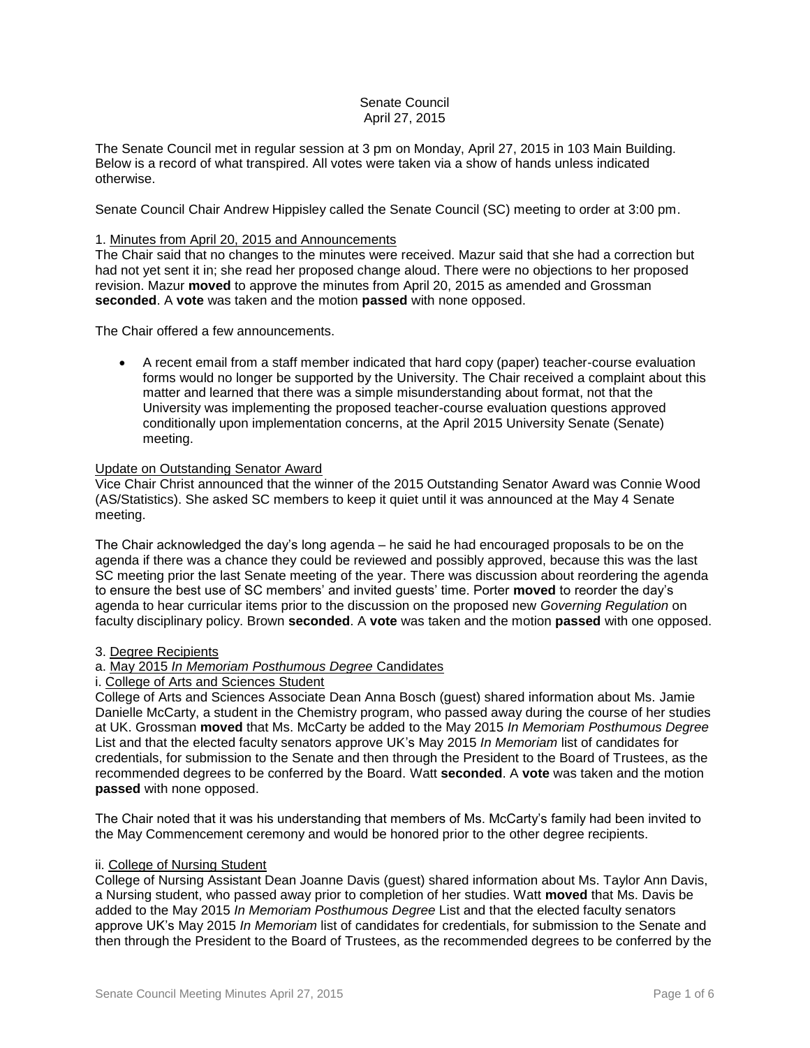Senate Council
April 27, 2015

The Senate Council met in regular session at 3 pm on Monday, April 27, 2015 in 103 Main Building. Below is a record of what transpired. All votes were taken via a show of hands unless indicated otherwise.

Senate Council Chair Andrew Hippisley called the Senate Council (SC) meeting to order at 3:00 pm.

1. Minutes from April 20, 2015 and Announcements

The Chair said that no changes to the minutes were received. Mazur said that she had a correction but had not yet sent it in; she read her proposed change aloud. There were no objections to her proposed revision. Mazur **moved** to approve the minutes from April 20, 2015 as amended and Grossman **seconded**. A **vote** was taken and the motion **passed** with none opposed.

The Chair offered a few announcements.

- A recent email from a staff member indicated that hard copy (paper) teacher-course evaluation forms would no longer be supported by the University. The Chair received a complaint about this matter and learned that there was a simple misunderstanding about format, not that the University was implementing the proposed teacher-course evaluation questions approved conditionally upon implementation concerns, at the April 2015 University Senate (Senate) meeting.

Update on Outstanding Senator Award

Vice Chair Christ announced that the winner of the 2015 Outstanding Senator Award was Connie Wood (AS/Statistics). She asked SC members to keep it quiet until it was announced at the May 4 Senate meeting.

The Chair acknowledged the day's long agenda – he said he had encouraged proposals to be on the agenda if there was a chance they could be reviewed and possibly approved, because this was the last SC meeting prior the last Senate meeting of the year. There was discussion about reordering the agenda to ensure the best use of SC members' and invited guests' time. Porter **moved** to reorder the day's agenda to hear curricular items prior to the discussion on the proposed new *Governing Regulation* on faculty disciplinary policy. Brown **seconded**. A **vote** was taken and the motion **passed** with one opposed.

3. Degree Recipients

a. May 2015 *In Memoriam Posthumous Degree* Candidates

i. College of Arts and Sciences Student

College of Arts and Sciences Associate Dean Anna Bosch (guest) shared information about Ms. Jamie Danielle McCarty, a student in the Chemistry program, who passed away during the course of her studies at UK. Grossman **moved** that Ms. McCarty be added to the May 2015 *In Memoriam Posthumous Degree* List and that the elected faculty senators approve UK's May 2015 *In Memoriam* list of candidates for credentials, for submission to the Senate and then through the President to the Board of Trustees, as the recommended degrees to be conferred by the Board. Watt **seconded**. A **vote** was taken and the motion **passed** with none opposed.

The Chair noted that it was his understanding that members of Ms. McCarty's family had been invited to the May Commencement ceremony and would be honored prior to the other degree recipients.

ii. College of Nursing Student

College of Nursing Assistant Dean Joanne Davis (guest) shared information about Ms. Taylor Ann Davis, a Nursing student, who passed away prior to completion of her studies. Watt **moved** that Ms. Davis be added to the May 2015 *In Memoriam Posthumous Degree* List and that the elected faculty senators approve UK's May 2015 *In Memoriam* list of candidates for credentials, for submission to the Senate and then through the President to the Board of Trustees, as the recommended degrees to be conferred by the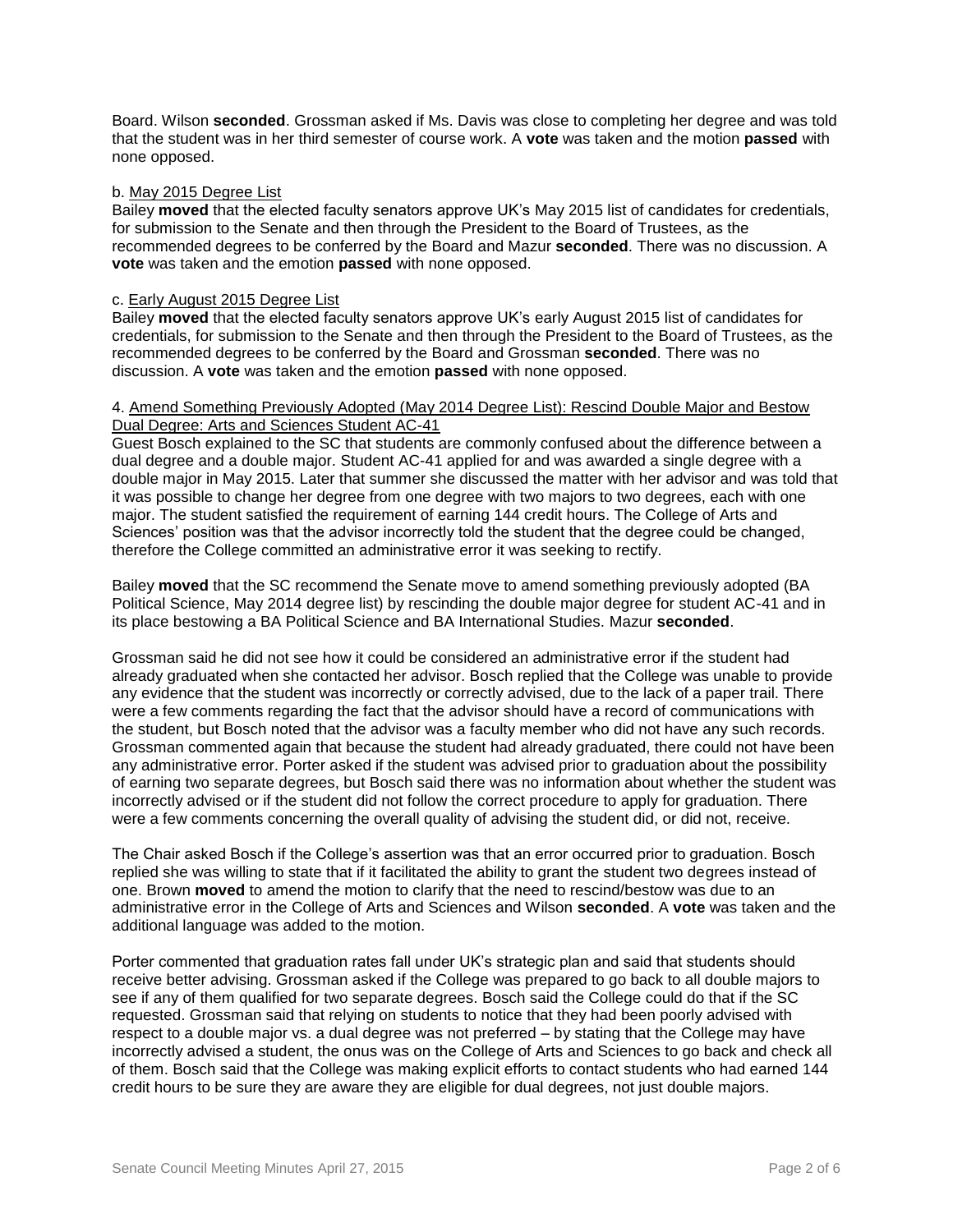Board. Wilson **seconded**. Grossman asked if Ms. Davis was close to completing her degree and was told that the student was in her third semester of course work. A **vote** was taken and the motion **passed** with none opposed.

b. <u>May 2015 Degree List</u>

Bailey **moved** that the elected faculty senators approve UK's May 2015 list of candidates for credentials, for submission to the Senate and then through the President to the Board of Trustees, as the recommended degrees to be conferred by the Board and Mazur **seconded**. There was no discussion. A **vote** was taken and the emotion **passed** with none opposed.

c. <u>Early August 2015 Degree List</u>

Bailey **moved** that the elected faculty senators approve UK's early August 2015 list of candidates for credentials, for submission to the Senate and then through the President to the Board of Trustees, as the recommended degrees to be conferred by the Board and Grossman **seconded**. There was no discussion. A **vote** was taken and the emotion **passed** with none opposed.

4. <u>Amend Something Previously Adopted (May 2014 Degree List): Rescind Double Major and Bestow Dual Degree: Arts and Sciences Student AC-41</u>

Guest Bosch explained to the SC that students are commonly confused about the difference between a dual degree and a double major. Student AC-41 applied for and was awarded a single degree with a double major in May 2015. Later that summer she discussed the matter with her advisor and was told that it was possible to change her degree from one degree with two majors to two degrees, each with one major. The student satisfied the requirement of earning 144 credit hours. The College of Arts and Sciences' position was that the advisor incorrectly told the student that the degree could be changed, therefore the College committed an administrative error it was seeking to rectify.

Bailey **moved** that the SC recommend the Senate move to amend something previously adopted (BA Political Science, May 2014 degree list) by rescinding the double major degree for student AC-41 and in its place bestowing a BA Political Science and BA International Studies. Mazur **seconded**.

Grossman said he did not see how it could be considered an administrative error if the student had already graduated when she contacted her advisor. Bosch replied that the College was unable to provide any evidence that the student was incorrectly or correctly advised, due to the lack of a paper trail. There were a few comments regarding the fact that the advisor should have a record of communications with the student, but Bosch noted that the advisor was a faculty member who did not have any such records. Grossman commented again that because the student had already graduated, there could not have been any administrative error. Porter asked if the student was advised prior to graduation about the possibility of earning two separate degrees, but Bosch said there was no information about whether the student was incorrectly advised or if the student did not follow the correct procedure to apply for graduation. There were a few comments concerning the overall quality of advising the student did, or did not, receive.

The Chair asked Bosch if the College's assertion was that an error occurred prior to graduation. Bosch replied she was willing to state that if it facilitated the ability to grant the student two degrees instead of one. Brown **moved** to amend the motion to clarify that the need to rescind/bestow was due to an administrative error in the College of Arts and Sciences and Wilson **seconded**. A **vote** was taken and the additional language was added to the motion.

Porter commented that graduation rates fall under UK's strategic plan and said that students should receive better advising. Grossman asked if the College was prepared to go back to all double majors to see if any of them qualified for two separate degrees. Bosch said the College could do that if the SC requested. Grossman said that relying on students to notice that they had been poorly advised with respect to a double major vs. a dual degree was not preferred – by stating that the College may have incorrectly advised a student, the onus was on the College of Arts and Sciences to go back and check all of them. Bosch said that the College was making explicit efforts to contact students who had earned 144 credit hours to be sure they are aware they are eligible for dual degrees, not just double majors.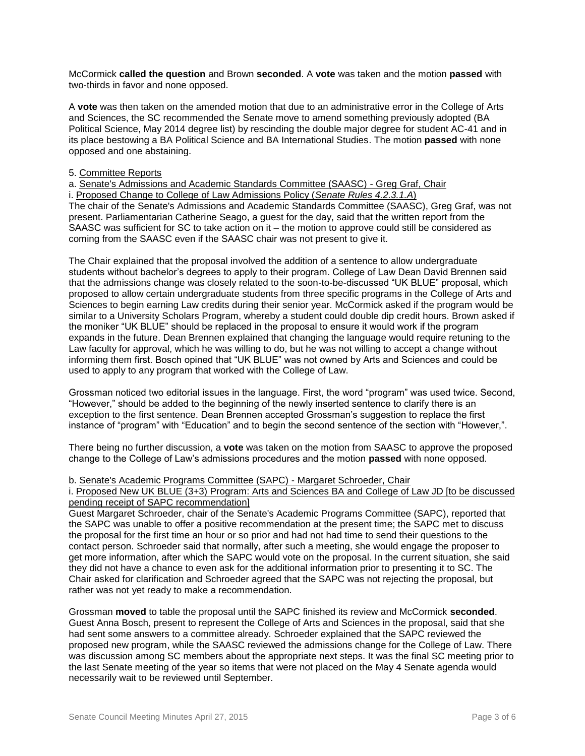McCormick **called the question** and Brown **seconded**. A **vote** was taken and the motion **passed** with two-thirds in favor and none opposed.

A **vote** was then taken on the amended motion that due to an administrative error in the College of Arts and Sciences, the SC recommended the Senate move to amend something previously adopted (BA Political Science, May 2014 degree list) by rescinding the double major degree for student AC-41 and in its place bestowing a BA Political Science and BA International Studies. The motion **passed** with none opposed and one abstaining.

5. Committee Reports

a. Senate's Admissions and Academic Standards Committee (SAASC) - Greg Graf, Chair

i. Proposed Change to College of Law Admissions Policy (*Senate Rules 4.2.3.1.A*)

The chair of the Senate's Admissions and Academic Standards Committee (SAASC), Greg Graf, was not present. Parliamentarian Catherine Seago, a guest for the day, said that the written report from the SAASC was sufficient for SC to take action on it – the motion to approve could still be considered as coming from the SAASC even if the SAASC chair was not present to give it.

The Chair explained that the proposal involved the addition of a sentence to allow undergraduate students without bachelor's degrees to apply to their program. College of Law Dean David Brennen said that the admissions change was closely related to the soon-to-be-discussed "UK BLUE" proposal, which proposed to allow certain undergraduate students from three specific programs in the College of Arts and Sciences to begin earning Law credits during their senior year. McCormick asked if the program would be similar to a University Scholars Program, whereby a student could double dip credit hours. Brown asked if the moniker "UK BLUE" should be replaced in the proposal to ensure it would work if the program expands in the future. Dean Brennen explained that changing the language would require retuning to the Law faculty for approval, which he was willing to do, but he was not willing to accept a change without informing them first. Bosch opined that "UK BLUE" was not owned by Arts and Sciences and could be used to apply to any program that worked with the College of Law.

Grossman noticed two editorial issues in the language. First, the word "program" was used twice. Second, "However," should be added to the beginning of the newly inserted sentence to clarify there is an exception to the first sentence. Dean Brennen accepted Grossman's suggestion to replace the first instance of "program" with "Education" and to begin the second sentence of the section with "However,".

There being no further discussion, a **vote** was taken on the motion from SAASC to approve the proposed change to the College of Law's admissions procedures and the motion **passed** with none opposed.

b. Senate's Academic Programs Committee (SAPC) - Margaret Schroeder, Chair

i. Proposed New UK BLUE (3+3) Program: Arts and Sciences BA and College of Law JD [to be discussed pending receipt of SAPC recommendation]

Guest Margaret Schroeder, chair of the Senate's Academic Programs Committee (SAPC), reported that the SAPC was unable to offer a positive recommendation at the present time; the SAPC met to discuss the proposal for the first time an hour or so prior and had not had time to send their questions to the contact person. Schroeder said that normally, after such a meeting, she would engage the proposer to get more information, after which the SAPC would vote on the proposal. In the current situation, she said they did not have a chance to even ask for the additional information prior to presenting it to SC. The Chair asked for clarification and Schroeder agreed that the SAPC was not rejecting the proposal, but rather was not yet ready to make a recommendation.

Grossman **moved** to table the proposal until the SAPC finished its review and McCormick **seconded**. Guest Anna Bosch, present to represent the College of Arts and Sciences in the proposal, said that she had sent some answers to a committee already. Schroeder explained that the SAPC reviewed the proposed new program, while the SAASC reviewed the admissions change for the College of Law. There was discussion among SC members about the appropriate next steps. It was the final SC meeting prior to the last Senate meeting of the year so items that were not placed on the May 4 Senate agenda would necessarily wait to be reviewed until September.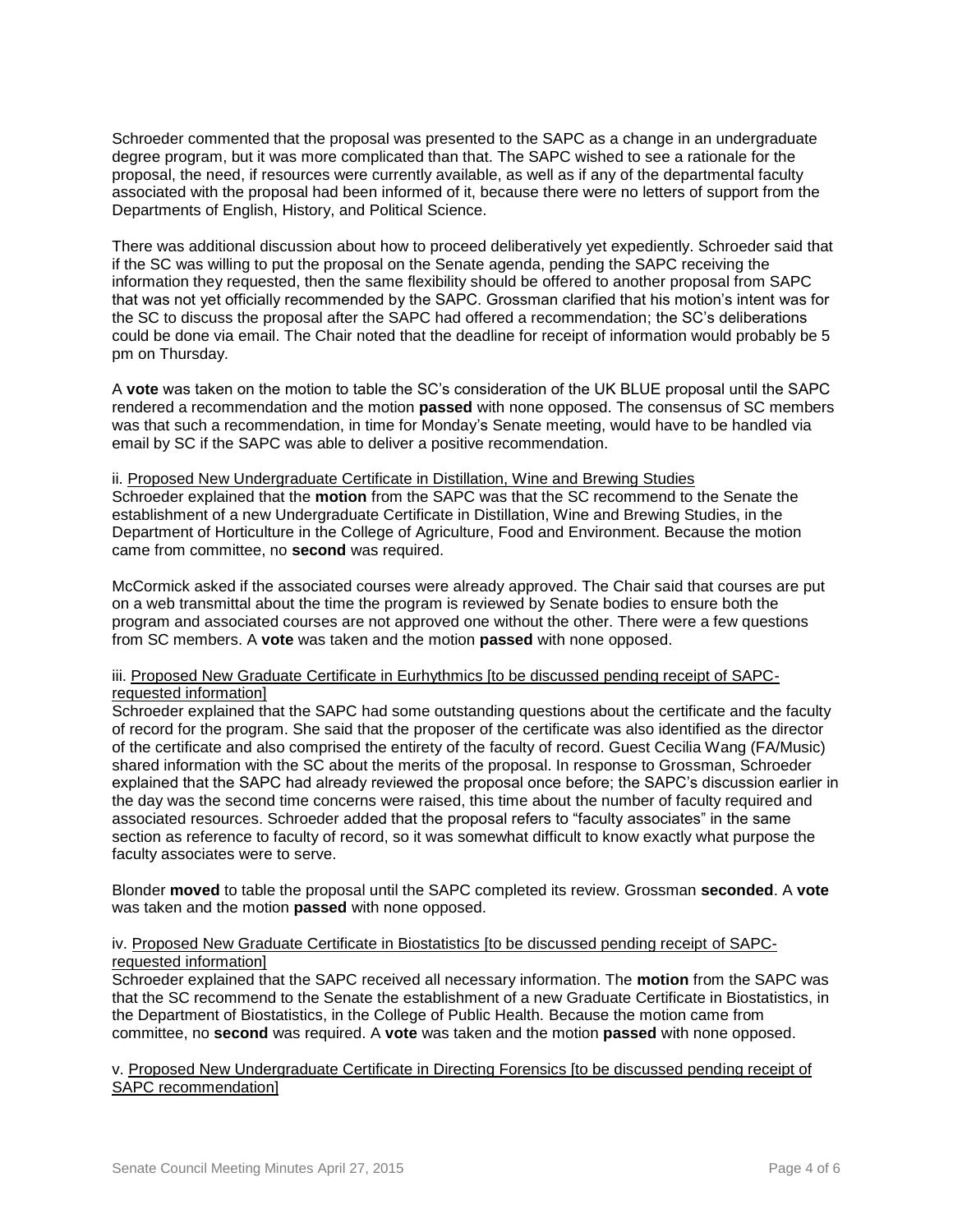Schroeder commented that the proposal was presented to the SAPC as a change in an undergraduate degree program, but it was more complicated than that. The SAPC wished to see a rationale for the proposal, the need, if resources were currently available, as well as if any of the departmental faculty associated with the proposal had been informed of it, because there were no letters of support from the Departments of English, History, and Political Science.

There was additional discussion about how to proceed deliberatively yet expediently. Schroeder said that if the SC was willing to put the proposal on the Senate agenda, pending the SAPC receiving the information they requested, then the same flexibility should be offered to another proposal from SAPC that was not yet officially recommended by the SAPC. Grossman clarified that his motion's intent was for the SC to discuss the proposal after the SAPC had offered a recommendation; the SC's deliberations could be done via email. The Chair noted that the deadline for receipt of information would probably be 5 pm on Thursday.

A **vote** was taken on the motion to table the SC's consideration of the UK BLUE proposal until the SAPC rendered a recommendation and the motion **passed** with none opposed. The consensus of SC members was that such a recommendation, in time for Monday's Senate meeting, would have to be handled via email by SC if the SAPC was able to deliver a positive recommendation.

ii. Proposed New Undergraduate Certificate in Distillation, Wine and Brewing Studies
Schroeder explained that the **motion** from the SAPC was that the SC recommend to the Senate the establishment of a new Undergraduate Certificate in Distillation, Wine and Brewing Studies, in the Department of Horticulture in the College of Agriculture, Food and Environment. Because the motion came from committee, no **second** was required.

McCormick asked if the associated courses were already approved. The Chair said that courses are put on a web transmittal about the time the program is reviewed by Senate bodies to ensure both the program and associated courses are not approved one without the other. There were a few questions from SC members. A **vote** was taken and the motion **passed** with none opposed.

iii. Proposed New Graduate Certificate in Eurhythmics [to be discussed pending receipt of SAPC-requested information]
Schroeder explained that the SAPC had some outstanding questions about the certificate and the faculty of record for the program. She said that the proposer of the certificate was also identified as the director of the certificate and also comprised the entirety of the faculty of record. Guest Cecilia Wang (FA/Music) shared information with the SC about the merits of the proposal. In response to Grossman, Schroeder explained that the SAPC had already reviewed the proposal once before; the SAPC's discussion earlier in the day was the second time concerns were raised, this time about the number of faculty required and associated resources. Schroeder added that the proposal refers to "faculty associates" in the same section as reference to faculty of record, so it was somewhat difficult to know exactly what purpose the faculty associates were to serve.

Blonder **moved** to table the proposal until the SAPC completed its review. Grossman **seconded**. A **vote** was taken and the motion **passed** with none opposed.

iv. Proposed New Graduate Certificate in Biostatistics [to be discussed pending receipt of SAPC-requested information]
Schroeder explained that the SAPC received all necessary information. The **motion** from the SAPC was that the SC recommend to the Senate the establishment of a new Graduate Certificate in Biostatistics, in the Department of Biostatistics, in the College of Public Health. Because the motion came from committee, no **second** was required. A **vote** was taken and the motion **passed** with none opposed.

v. Proposed New Undergraduate Certificate in Directing Forensics [to be discussed pending receipt of SAPC recommendation]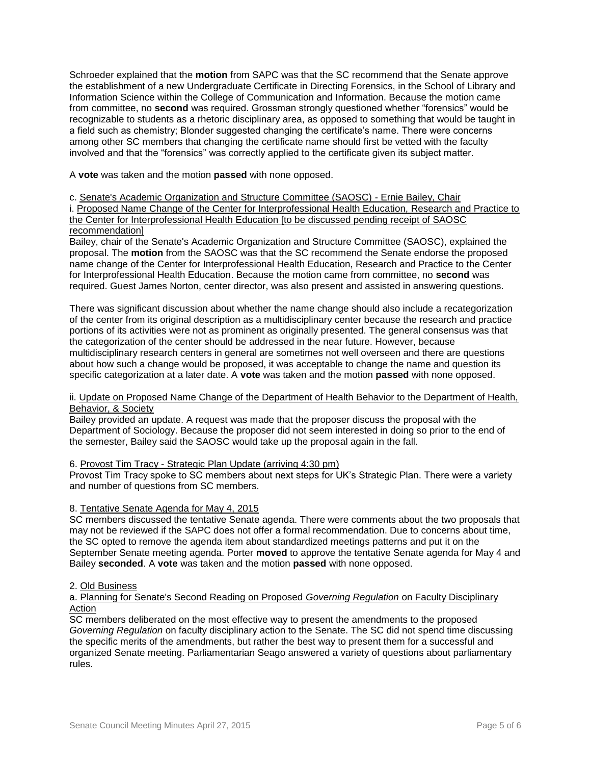Schroeder explained that the **motion** from SAPC was that the SC recommend that the Senate approve the establishment of a new Undergraduate Certificate in Directing Forensics, in the School of Library and Information Science within the College of Communication and Information. Because the motion came from committee, no **second** was required. Grossman strongly questioned whether "forensics" would be recognizable to students as a rhetoric disciplinary area, as opposed to something that would be taught in a field such as chemistry; Blonder suggested changing the certificate's name. There were concerns among other SC members that changing the certificate name should first be vetted with the faculty involved and that the "forensics" was correctly applied to the certificate given its subject matter.

A **vote** was taken and the motion **passed** with none opposed.

c. Senate's Academic Organization and Structure Committee (SAOSC) - Ernie Bailey, Chair

i. Proposed Name Change of the Center for Interprofessional Health Education, Research and Practice to the Center for Interprofessional Health Education [to be discussed pending receipt of SAOSC recommendation]

Bailey, chair of the Senate's Academic Organization and Structure Committee (SAOSC), explained the proposal. The **motion** from the SAOSC was that the SC recommend the Senate endorse the proposed name change of the Center for Interprofessional Health Education, Research and Practice to the Center for Interprofessional Health Education. Because the motion came from committee, no **second** was required. Guest James Norton, center director, was also present and assisted in answering questions.

There was significant discussion about whether the name change should also include a recategorization of the center from its original description as a multidisciplinary center because the research and practice portions of its activities were not as prominent as originally presented. The general consensus was that the categorization of the center should be addressed in the near future. However, because multidisciplinary research centers in general are sometimes not well overseen and there are questions about how such a change would be proposed, it was acceptable to change the name and question its specific categorization at a later date. A **vote** was taken and the motion **passed** with none opposed.

ii. Update on Proposed Name Change of the Department of Health Behavior to the Department of Health, Behavior, & Society

Bailey provided an update. A request was made that the proposer discuss the proposal with the Department of Sociology. Because the proposer did not seem interested in doing so prior to the end of the semester, Bailey said the SAOSC would take up the proposal again in the fall.

6. Provost Tim Tracy - Strategic Plan Update (arriving 4:30 pm)

Provost Tim Tracy spoke to SC members about next steps for UK's Strategic Plan. There were a variety and number of questions from SC members.

8. Tentative Senate Agenda for May 4, 2015

SC members discussed the tentative Senate agenda. There were comments about the two proposals that may not be reviewed if the SAPC does not offer a formal recommendation. Due to concerns about time, the SC opted to remove the agenda item about standardized meetings patterns and put it on the September Senate meeting agenda. Porter **moved** to approve the tentative Senate agenda for May 4 and Bailey **seconded**. A **vote** was taken and the motion **passed** with none opposed.

2. Old Business

a. Planning for Senate's Second Reading on Proposed *Governing Regulation* on Faculty Disciplinary Action

SC members deliberated on the most effective way to present the amendments to the proposed *Governing Regulation* on faculty disciplinary action to the Senate. The SC did not spend time discussing the specific merits of the amendments, but rather the best way to present them for a successful and organized Senate meeting. Parliamentarian Seago answered a variety of questions about parliamentary rules.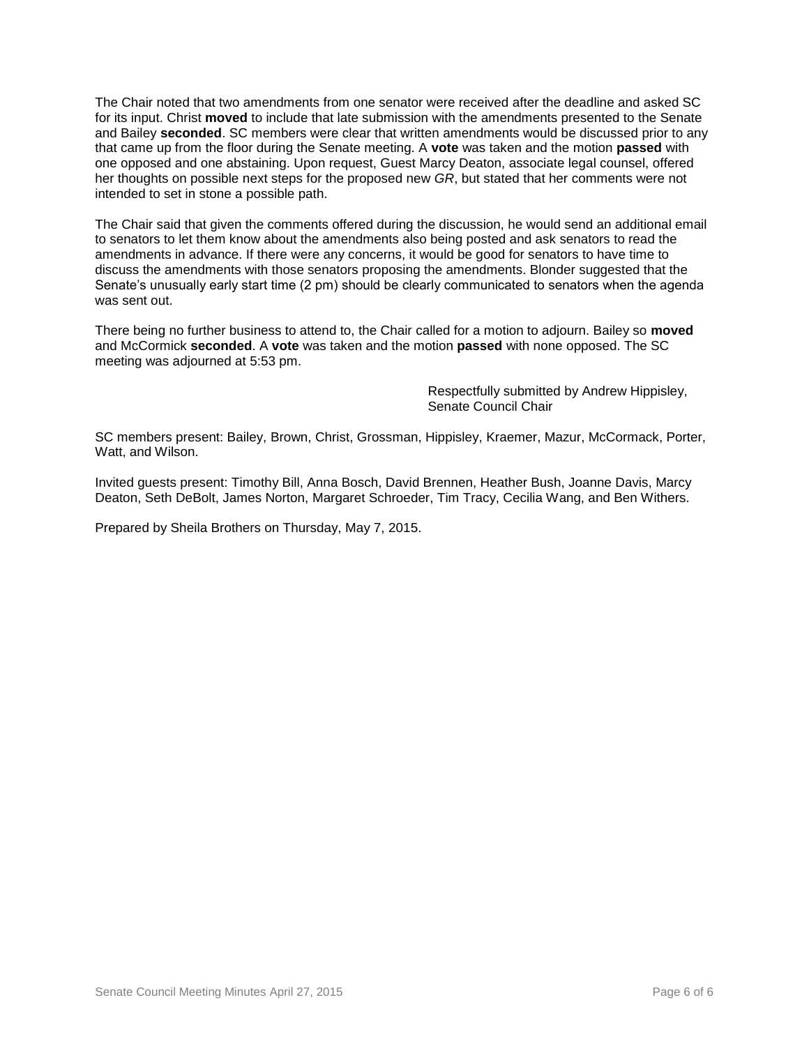The Chair noted that two amendments from one senator were received after the deadline and asked SC for its input. Christ **moved** to include that late submission with the amendments presented to the Senate and Bailey **seconded**. SC members were clear that written amendments would be discussed prior to any that came up from the floor during the Senate meeting. A **vote** was taken and the motion **passed** with one opposed and one abstaining. Upon request, Guest Marcy Deaton, associate legal counsel, offered her thoughts on possible next steps for the proposed new *GR*, but stated that her comments were not intended to set in stone a possible path.

The Chair said that given the comments offered during the discussion, he would send an additional email to senators to let them know about the amendments also being posted and ask senators to read the amendments in advance. If there were any concerns, it would be good for senators to have time to discuss the amendments with those senators proposing the amendments. Blonder suggested that the Senate's unusually early start time (2 pm) should be clearly communicated to senators when the agenda was sent out.

There being no further business to attend to, the Chair called for a motion to adjourn. Bailey so **moved** and McCormick **seconded**. A **vote** was taken and the motion **passed** with none opposed. The SC meeting was adjourned at 5:53 pm.

Respectfully submitted by Andrew Hippisley,
Senate Council Chair

SC members present: Bailey, Brown, Christ, Grossman, Hippisley, Kraemer, Mazur, McCormack, Porter, Watt, and Wilson.

Invited guests present: Timothy Bill, Anna Bosch, David Brennen, Heather Bush, Joanne Davis, Marcy Deaton, Seth DeBolt, James Norton, Margaret Schroeder, Tim Tracy, Cecilia Wang, and Ben Withers.

Prepared by Sheila Brothers on Thursday, May 7, 2015.